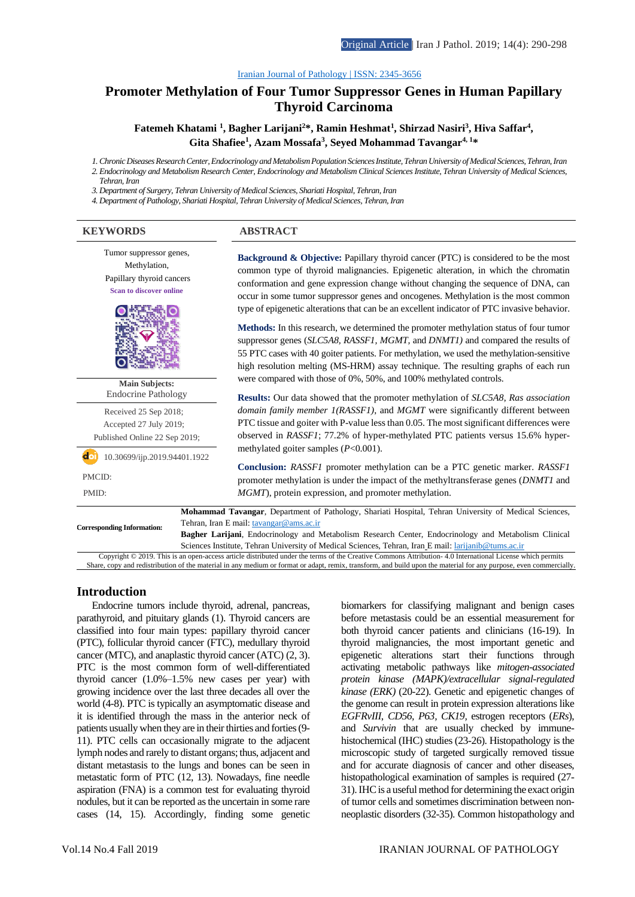Original Article | Iran J Pathol. 2019; 14(4): 290-298

Iranian Journal of Pathology | ISSN: 2345-3656

# Promoter Methylation of Four Tumor Suppressor Genes in Human Papillary Thyroid Carcinoma

**Fatemeh Khatami [1], Bagher Larijani[2]\*, Ramin Heshmat[1], Shirzad Nasiri[3], Hiva Saffar[4], Gita Shafiee[1], Azam Mossafa[3], Seyed Mohammad Tavangar[4, 1]\***

*1. Chronic Diseases Research Center, Endocrinology and Metabolism Population Sciences Institute, Tehran University of Medical Sciences, Tehran, Iran*
*2. Endocrinology and Metabolism Research Center, Endocrinology and Metabolism Clinical Sciences Institute, Tehran University of Medical Sciences, Tehran, Iran*
*3. Department of Surgery, Tehran University of Medical Sciences, Shariati Hospital, Tehran, Iran*
*4. Department of Pathology, Shariati Hospital, Tehran University of Medical Sciences, Tehran, Iran*

## KEYWORDS

Tumor suppressor genes,
Methylation,
Papillary thyroid cancers

Scan to discover online

**Main Subjects:**
Endocrine Pathology

Received 25 Sep 2018;
Accepted 27 July 2019;
Published Online 22 Sep 2019;

10.30699/ijp.2019.94401.1922

PMCID:

PMID:

## ABSTRACT

**Background & Objective:** Papillary thyroid cancer (PTC) is considered to be the most common type of thyroid malignancies. Epigenetic alteration, in which the chromatin conformation and gene expression change without changing the sequence of DNA, can occur in some tumor suppressor genes and oncogenes. Methylation is the most common type of epigenetic alterations that can be an excellent indicator of PTC invasive behavior.

**Methods:** In this research, we determined the promoter methylation status of four tumor suppressor genes (*SLC5A8, RASSF1, MGMT,* and *DNMT1)* and compared the results of 55 PTC cases with 40 goiter patients. For methylation, we used the methylation-sensitive high resolution melting (MS-HRM) assay technique. The resulting graphs of each run were compared with those of 0%, 50%, and 100% methylated controls.

**Results:** Our data showed that the promoter methylation of *SLC5A8, Ras association domain family member 1(RASSF1)*, and *MGMT* were significantly different between PTC tissue and goiter with P-value less than 0.05. The most significant differences were observed in *RASSF1*; 77.2% of hyper-methylated PTC patients versus 15.6% hyper-methylated goiter samples ($P$<0.001).

**Conclusion:** *RASSF1* promoter methylation can be a PTC genetic marker. *RASSF1* promoter methylation is under the impact of the methyltransferase genes (*DNMT1* and *MGMT*), protein expression, and promoter methylation.

**Corresponding Information:** **Mohammad Tavangar**, Department of Pathology, Shariati Hospital, Tehran University of Medical Sciences, Tehran, Iran E mail: tavangar@ams.ac.ir
**Bagher Larijani**, Endocrinology and Metabolism Research Center, Endocrinology and Metabolism Clinical Sciences Institute, Tehran University of Medical Sciences, Tehran, Iran E mail: larijanib@tums.ac.ir

Copyright © 2019. This is an open-access article distributed under the terms of the Creative Commons Attribution- 4.0 International License which permits Share, copy and redistribution of the material in any medium or format or adapt, remix, transform, and build upon the material for any purpose, even commercially.

## Introduction

Endocrine tumors include thyroid, adrenal, pancreas, parathyroid, and pituitary glands (1). Thyroid cancers are classified into four main types: papillary thyroid cancer (PTC), follicular thyroid cancer (FTC), medullary thyroid cancer (MTC), and anaplastic thyroid cancer (ATC) (2, 3). PTC is the most common form of well-differentiated thyroid cancer (1.0%–1.5% new cases per year) with growing incidence over the last three decades all over the world (4-8). PTC is typically an asymptomatic disease and it is identified through the mass in the anterior neck of patients usually when they are in their thirties and forties (9-11). PTC cells can occasionally migrate to the adjacent lymph nodes and rarely to distant organs; thus, adjacent and distant metastasis to the lungs and bones can be seen in metastatic form of PTC (12, 13). Nowadays, fine needle aspiration (FNA) is a common test for evaluating thyroid nodules, but it can be reported as the uncertain in some rare cases (14, 15). Accordingly, finding some genetic biomarkers for classifying malignant and benign cases before metastasis could be an essential measurement for both thyroid cancer patients and clinicians (16-19). In thyroid malignancies, the most important genetic and epigenetic alterations start their functions through activating metabolic pathways like *mitogen-associated protein kinase (MAPK)/extracellular signal-regulated kinase (ERK)* (20-22). Genetic and epigenetic changes of the genome can result in protein expression alterations like *EGFRvIII, CD56, P63, CK19,* estrogen receptors (*ERs*), and *Survivin* that are usually checked by immune-histochemical (IHC) studies (23-26). Histopathology is the microscopic study of targeted surgically removed tissue and for accurate diagnosis of cancer and other diseases, histopathological examination of samples is required (27-31). IHC is a useful method for determining the exact origin of tumor cells and sometimes discrimination between non-neoplastic disorders (32-35). Common histopathology and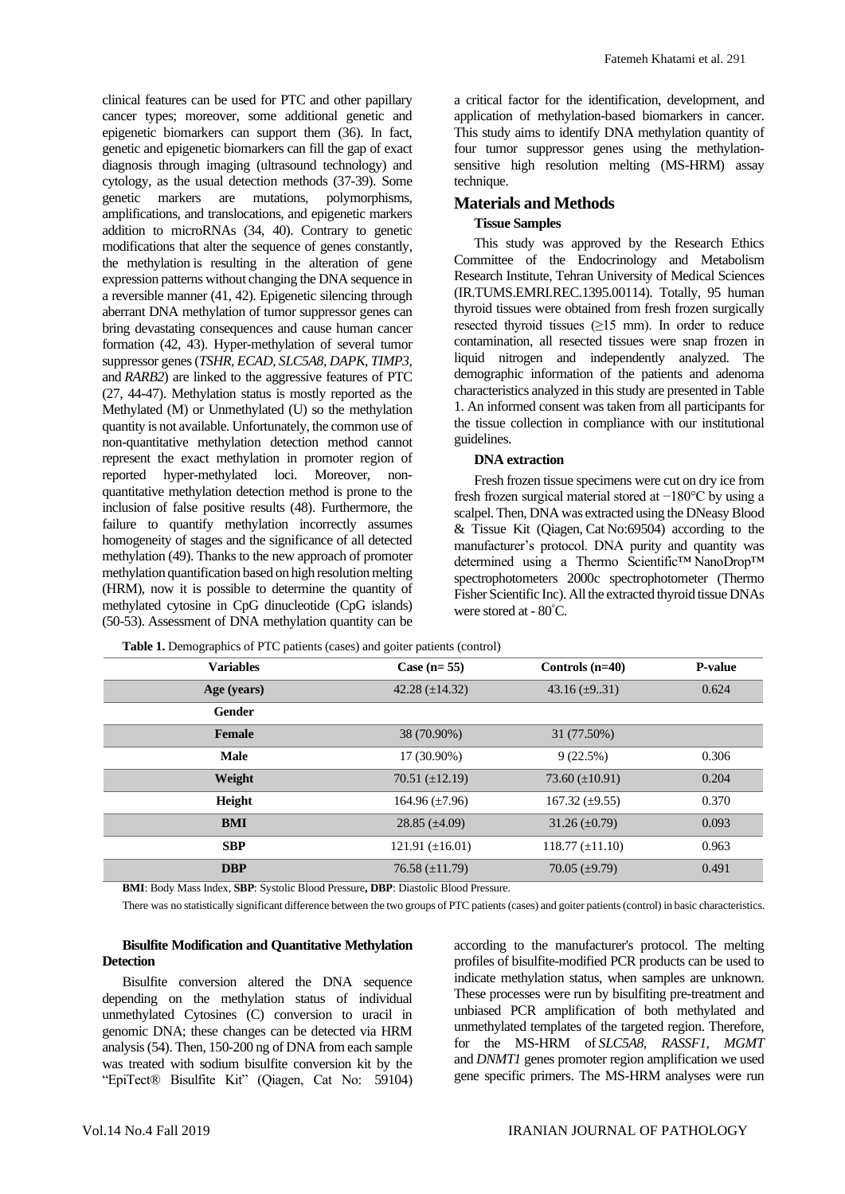clinical features can be used for PTC and other papillary cancer types; moreover, some additional genetic and epigenetic biomarkers can support them (36). In fact, genetic and epigenetic biomarkers can fill the gap of exact diagnosis through imaging (ultrasound technology) and cytology, as the usual detection methods (37-39). Some genetic markers are mutations, polymorphisms, amplifications, and translocations, and epigenetic markers addition to microRNAs (34, 40). Contrary to genetic modifications that alter the sequence of genes constantly, the methylation is resulting in the alteration of gene expression patterns without changing the DNA sequence in a reversible manner (41, 42). Epigenetic silencing through aberrant DNA methylation of tumor suppressor genes can bring devastating consequences and cause human cancer formation (42, 43). Hyper-methylation of several tumor suppressor genes (*TSHR, ECAD, SLC5A8, DAPK, TIMP3,* and *RARB2*) are linked to the aggressive features of PTC (27, 44-47). Methylation status is mostly reported as the Methylated (M) or Unmethylated (U) so the methylation quantity is not available. Unfortunately, the common use of non-quantitative methylation detection method cannot represent the exact methylation in promoter region of reported hyper-methylated loci. Moreover, non-quantitative methylation detection method is prone to the inclusion of false positive results (48). Furthermore, the failure to quantify methylation incorrectly assumes homogeneity of stages and the significance of all detected methylation (49). Thanks to the new approach of promoter methylation quantification based on high resolution melting (HRM), now it is possible to determine the quantity of methylated cytosine in CpG dinucleotide (CpG islands) (50-53). Assessment of DNA methylation quantity can be a critical factor for the identification, development, and application of methylation-based biomarkers in cancer. This study aims to identify DNA methylation quantity of four tumor suppressor genes using the methylation-sensitive high resolution melting (MS-HRM) assay technique.

## Materials and Methods

### Tissue Samples

This study was approved by the Research Ethics Committee of the Endocrinology and Metabolism Research Institute, Tehran University of Medical Sciences (IR.TUMS.EMRI.REC.1395.00114). Totally, 95 human thyroid tissues were obtained from fresh frozen surgically resected thyroid tissues (≥15 mm). In order to reduce contamination, all resected tissues were snap frozen in liquid nitrogen and independently analyzed. The demographic information of the patients and adenoma characteristics analyzed in this study are presented in Table 1. An informed consent was taken from all participants for the tissue collection in compliance with our institutional guidelines.

### DNA extraction

Fresh frozen tissue specimens were cut on dry ice from fresh frozen surgical material stored at −180°C by using a scalpel. Then, DNA was extracted using the DNeasy Blood & Tissue Kit (Qiagen, Cat No:69504) according to the manufacturer's protocol. DNA purity and quantity was determined using a Thermo Scientific™ NanoDrop™ spectrophotometers 2000c spectrophotometer (Thermo Fisher Scientific Inc). All the extracted thyroid tissue DNAs were stored at - 80˚C.

**Table 1.** Demographics of PTC patients (cases) and goiter patients (control)

| Variables | Case (n= 55) | Controls (n=40) | P-value |
|---|---|---|---|
| **Age (years)** | 42.28 (±14.32) | 43.16 (±9..31) | 0.624 |
| **Gender** | | | |
| **Female** | 38 (70.90%) | 31 (77.50%) | |
| **Male** | 17 (30.90%) | 9 (22.5%) | 0.306 |
| **Weight** | 70.51 (±12.19) | 73.60 (±10.91) | 0.204 |
| **Height** | 164.96 (±7.96) | 167.32 (±9.55) | 0.370 |
| **BMI** | 28.85 (±4.09) | 31.26 (±0.79) | 0.093 |
| **SBP** | 121.91 (±16.01) | 118.77 (±11.10) | 0.963 |
| **DBP** | 76.58 (±11.79) | 70.05 (±9.79) | 0.491 |

**BMI**: Body Mass Index, **SBP**: Systolic Blood Pressure**, DBP**: Diastolic Blood Pressure.

There was no statistically significant difference between the two groups of PTC patients (cases) and goiter patients (control) in basic characteristics.

### Bisulfite Modification and Quantitative Methylation Detection

Bisulfite conversion altered the DNA sequence depending on the methylation status of individual unmethylated Cytosines (C) conversion to uracil in genomic DNA; these changes can be detected via HRM analysis (54). Then, 150-200 ng of DNA from each sample was treated with sodium bisulfite conversion kit by the "EpiTect® Bisulfite Kit" (Qiagen, Cat No: 59104) according to the manufacturer's protocol. The melting profiles of bisulfite-modified PCR products can be used to indicate methylation status, when samples are unknown. These processes were run by bisulfiting pre-treatment and unbiased PCR amplification of both methylated and unmethylated templates of the targeted region. Therefore, for the MS-HRM of *SLC5A8, RASSF1, MGMT* and *DNMT1* genes promoter region amplification we used gene specific primers. The MS-HRM analyses were run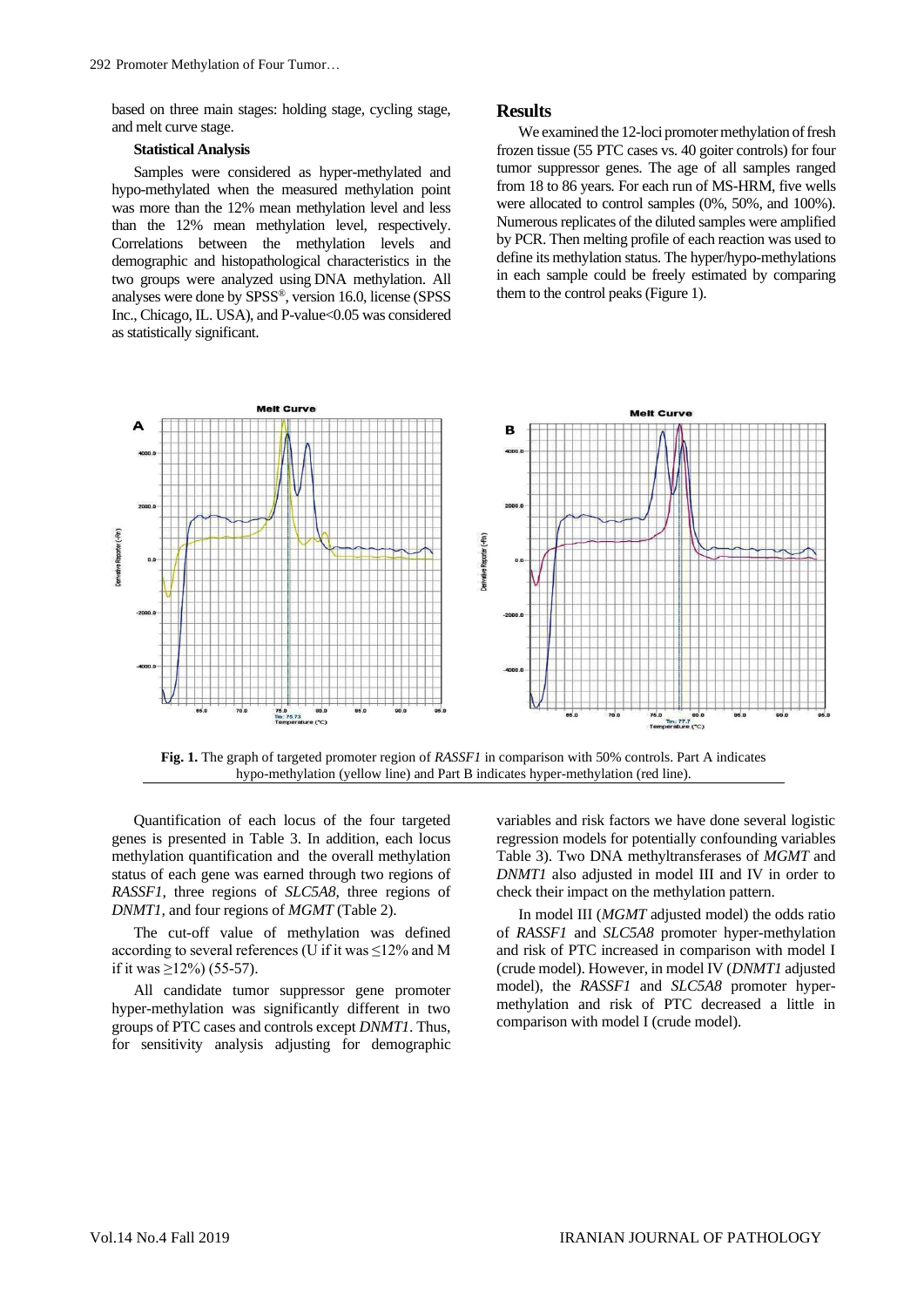based on three main stages: holding stage, cycling stage, and melt curve stage.

### Statistical Analysis

Samples were considered as hyper-methylated and hypo-methylated when the measured methylation point was more than the 12% mean methylation level and less than the 12% mean methylation level, respectively. Correlations between the methylation levels and demographic and histopathological characteristics in the two groups were analyzed using DNA methylation. All analyses were done by SPSS®, version 16.0, license (SPSS Inc., Chicago, IL. USA), and P-value<0.05 was considered as statistically significant.

## Results

We examined the 12-loci promoter methylation of fresh frozen tissue (55 PTC cases vs. 40 goiter controls) for four tumor suppressor genes. The age of all samples ranged from 18 to 86 years. For each run of MS-HRM, five wells were allocated to control samples (0%, 50%, and 100%). Numerous replicates of the diluted samples were amplified by PCR. Then melting profile of each reaction was used to define its methylation status. The hyper/hypo-methylations in each sample could be freely estimated by comparing them to the control peaks (Figure 1).

**Fig. 1.** The graph of targeted promoter region of *RASSF1* in comparison with 50% controls. Part A indicates hypo-methylation (yellow line) and Part B indicates hyper-methylation (red line).

Quantification of each locus of the four targeted genes is presented in Table 3. In addition, each locus methylation quantification and the overall methylation status of each gene was earned through two regions of *RASSF1*, three regions of *SLC5A8*, three regions of *DNMT1*, and four regions of *MGMT* (Table 2).

The cut-off value of methylation was defined according to several references (U if it was ≤12% and M if it was ≥12%) (55-57).

All candidate tumor suppressor gene promoter hyper-methylation was significantly different in two groups of PTC cases and controls except *DNMT1*. Thus, for sensitivity analysis adjusting for demographic variables and risk factors we have done several logistic regression models for potentially confounding variables Table 3). Two DNA methyltransferases of *MGMT* and *DNMT1* also adjusted in model III and IV in order to check their impact on the methylation pattern.

In model III (*MGMT* adjusted model) the odds ratio of *RASSF1* and *SLC5A8* promoter hyper-methylation and risk of PTC increased in comparison with model I (crude model). However, in model IV (*DNMT1* adjusted model), the *RASSF1* and *SLC5A8* promoter hyper-methylation and risk of PTC decreased a little in comparison with model I (crude model).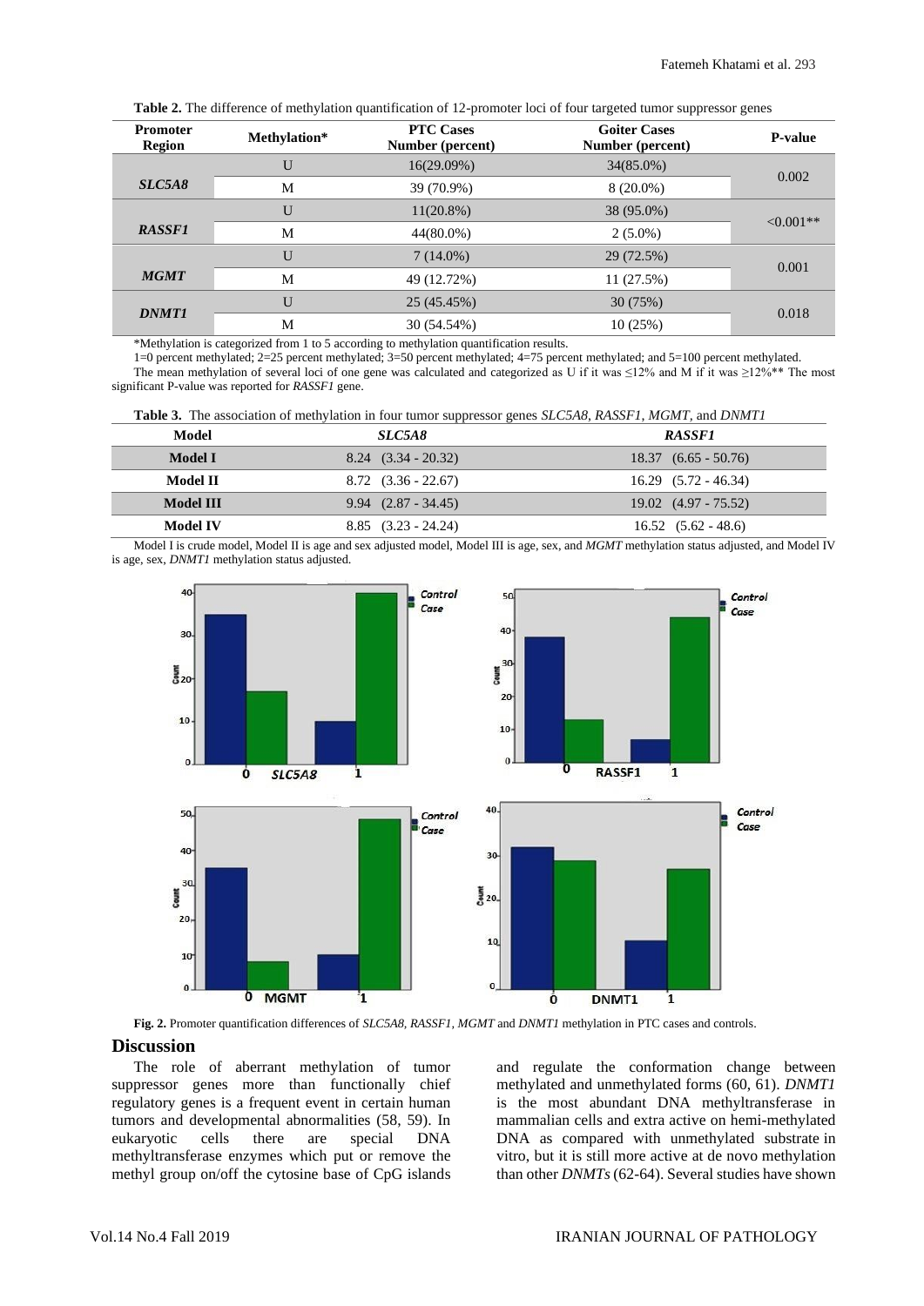**Table 2.** The difference of methylation quantification of 12-promoter loci of four targeted tumor suppressor genes

| Promoter Region | Methylation* | PTC Cases Number (percent) | Goiter Cases Number (percent) | P-value |
|---|---|---|---|---|
| *SLC5A8* | U | 16(29.09%) | 34(85.0%) | 0.002 |
| | M | 39 (70.9%) | 8 (20.0%) | |
| *RASSF1* | U | 11(20.8%) | 38 (95.0%) | <0.001** |
| | M | 44(80.0%) | 2 (5.0%) | |
| *MGMT* | U | 7 (14.0%) | 29 (72.5%) | 0.001 |
| | M | 49 (12.72%) | 11 (27.5%) | |
| *DNMT1* | U | 25 (45.45%) | 30 (75%) | 0.018 |
| | M | 30 (54.54%) | 10 (25%) | |

*Methylation is categorized from 1 to 5 according to methylation quantification results.

1=0 percent methylated; 2=25 percent methylated; 3=50 percent methylated; 4=75 percent methylated; and 5=100 percent methylated.

The mean methylation of several loci of one gene was calculated and categorized as U if it was ≤12% and M if it was ≥12%** The most significant P-value was reported for *RASSF1* gene.

**Table 3.** The association of methylation in four tumor suppressor genes *SLC5A8*, *RASSF1*, *MGMT*, and *DNMT1*

| Model | *SLC5A8* | *RASSF1* |
|---|---|---|
| **Model I** | 8.24 (3.34 - 20.32) | 18.37 (6.65 - 50.76) |
| **Model II** | 8.72 (3.36 - 22.67) | 16.29 (5.72 - 46.34) |
| **Model III** | 9.94 (2.87 - 34.45) | 19.02 (4.97 - 75.52) |
| **Model IV** | 8.85 (3.23 - 24.24) | 16.52 (5.62 - 48.6) |

Model I is crude model, Model II is age and sex adjusted model, Model III is age, sex, and *MGMT* methylation status adjusted, and Model IV is age, sex, *DNMT1* methylation status adjusted.

**Fig. 2.** Promoter quantification differences of *SLC5A8, RASSF1, MGMT* and *DNMT1* methylation in PTC cases and controls.

## Discussion

The role of aberrant methylation of tumor suppressor genes more than functionally chief regulatory genes is a frequent event in certain human tumors and developmental abnormalities (58, 59). In eukaryotic cells there are special DNA methyltransferase enzymes which put or remove the methyl group on/off the cytosine base of CpG islands and regulate the conformation change between methylated and unmethylated forms (60, 61). *DNMT1* is the most abundant DNA methyltransferase in mammalian cells and extra active on hemi-methylated DNA as compared with unmethylated substrate in vitro, but it is still more active at de novo methylation than other *DNMTs* (62-64). Several studies have shown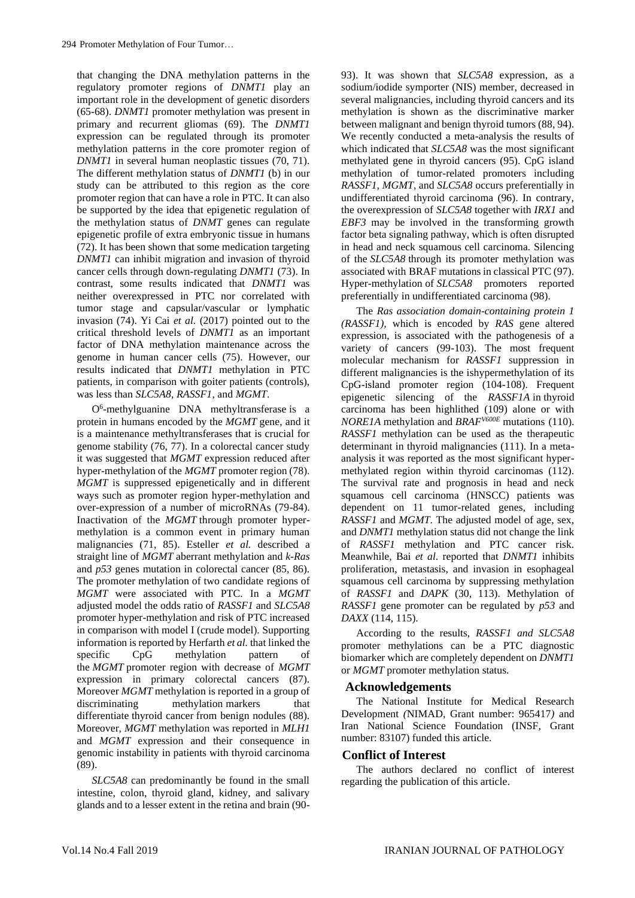that changing the DNA methylation patterns in the regulatory promoter regions of *DNMT1* play an important role in the development of genetic disorders (65-68). *DNMT1* promoter methylation was present in primary and recurrent gliomas (69). The *DNMT1* expression can be regulated through its promoter methylation patterns in the core promoter region of *DNMT1* in several human neoplastic tissues (70, 71). The different methylation status of *DNMT1* (b) in our study can be attributed to this region as the core promoter region that can have a role in PTC. It can also be supported by the idea that epigenetic regulation of the methylation status of *DNMT* genes can regulate epigenetic profile of extra embryonic tissue in humans (72). It has been shown that some medication targeting *DNMT1* can inhibit migration and invasion of thyroid cancer cells through down-regulating *DNMT1* (73). In contrast, some results indicated that *DNMT1* was neither overexpressed in PTC nor correlated with tumor stage and capsular/vascular or lymphatic invasion (74). Yi Cai *et al.* (2017) pointed out to the critical threshold levels of *DNMT1* as an important factor of DNA methylation maintenance across the genome in human cancer cells (75). However, our results indicated that *DNMT1* methylation in PTC patients, in comparison with goiter patients (controls), was less than *SLC5A8*, *RASSF1*, and *MGMT*.

$O^6$-methylguanine DNA methyltransferase is a protein in humans encoded by the *MGMT* gene, and it is a maintenance methyltransferases that is crucial for genome stability (76, 77). In a colorectal cancer study it was suggested that *MGMT* expression reduced after hyper-methylation of the *MGMT* promoter region (78). *MGMT* is suppressed epigenetically and in different ways such as promoter region hyper-methylation and over-expression of a number of microRNAs (79-84). Inactivation of the *MGMT* through promoter hyper-methylation is a common event in primary human malignancies (71, 85). Esteller *et al.* described a straight line of *MGMT* aberrant methylation and *k-Ras* and *p53* genes mutation in colorectal cancer (85, 86). The promoter methylation of two candidate regions of *MGMT* were associated with PTC. In a *MGMT* adjusted model the odds ratio of *RASSF1* and *SLC5A8* promoter hyper-methylation and risk of PTC increased in comparison with model I (crude model). Supporting information is reported by Herfarth *et al.* that linked the specific CpG methylation pattern of the *MGMT* promoter region with decrease of *MGMT* expression in primary colorectal cancers (87). Moreover *MGMT* methylation is reported in a group of discriminating methylation markers that differentiate thyroid cancer from benign nodules (88). Moreover, *MGMT* methylation was reported in *MLH1* and *MGMT* expression and their consequence in genomic instability in patients with thyroid carcinoma (89).

*SLC5A8* can predominantly be found in the small intestine, colon, thyroid gland, kidney, and salivary glands and to a lesser extent in the retina and brain (90-93). It was shown that *SLC5A8* expression, as a sodium/iodide symporter (NIS) member, decreased in several malignancies, including thyroid cancers and its methylation is shown as the discriminative marker between malignant and benign thyroid tumors (88, 94). We recently conducted a meta-analysis the results of which indicated that *SLC5A8* was the most significant methylated gene in thyroid cancers (95). CpG island methylation of tumor-related promoters including *RASSF1, MGMT,* and *SLC5A8* occurs preferentially in undifferentiated thyroid carcinoma (96). In contrary, the overexpression of *SLC5A8* together with *IRX1* and *EBF3* may be involved in the transforming growth factor beta signaling pathway, which is often disrupted in head and neck squamous cell carcinoma. Silencing of the *SLC5A8* through its promoter methylation was associated with BRAF mutations in classical PTC (97). Hyper-methylation of *SLC5A8* promoters reported preferentially in undifferentiated carcinoma (98).

The *Ras association domain-containing protein 1 (RASSF1),* which is encoded by *RAS* gene altered expression, is associated with the pathogenesis of a variety of cancers (99-103). The most frequent molecular mechanism for *RASSF1* suppression in different malignancies is the ishypermethylation of its CpG-island promoter region (104-108). Frequent epigenetic silencing of the *RASSF1A* in thyroid carcinoma has been highlithed (109) alone or with *NORE1A* methylation and $BRAF^{V600E}$ mutations (110). *RASSF1* methylation can be used as the therapeutic determinant in thyroid malignancies (111). In a meta-analysis it was reported as the most significant hyper-methylated region within thyroid carcinomas (112). The survival rate and prognosis in head and neck squamous cell carcinoma (HNSCC) patients was dependent on 11 tumor-related genes, including *RASSF1* and *MGMT.* The adjusted model of age, sex, and *DNMT1* methylation status did not change the link of *RASSF1* methylation and PTC cancer risk. Meanwhile, Bai *et al.* reported that *DNMT1* inhibits proliferation, metastasis, and invasion in esophageal squamous cell carcinoma by suppressing methylation of *RASSF1* and *DAPK* (30, 113). Methylation of *RASSF1* gene promoter can be regulated by *p53* and *DAXX* (114, 115).

According to the results, *RASSF1 and SLC5A8* promoter methylations can be a PTC diagnostic biomarker which are completely dependent on *DNMT1* or *MGMT* promoter methylation status.

## Acknowledgements

The National Institute for Medical Research Development *(*NIMAD, Grant number: 965417*)* and Iran National Science Foundation (INSF, Grant number: 83107) funded this article.

## Conflict of Interest

The authors declared no conflict of interest regarding the publication of this article.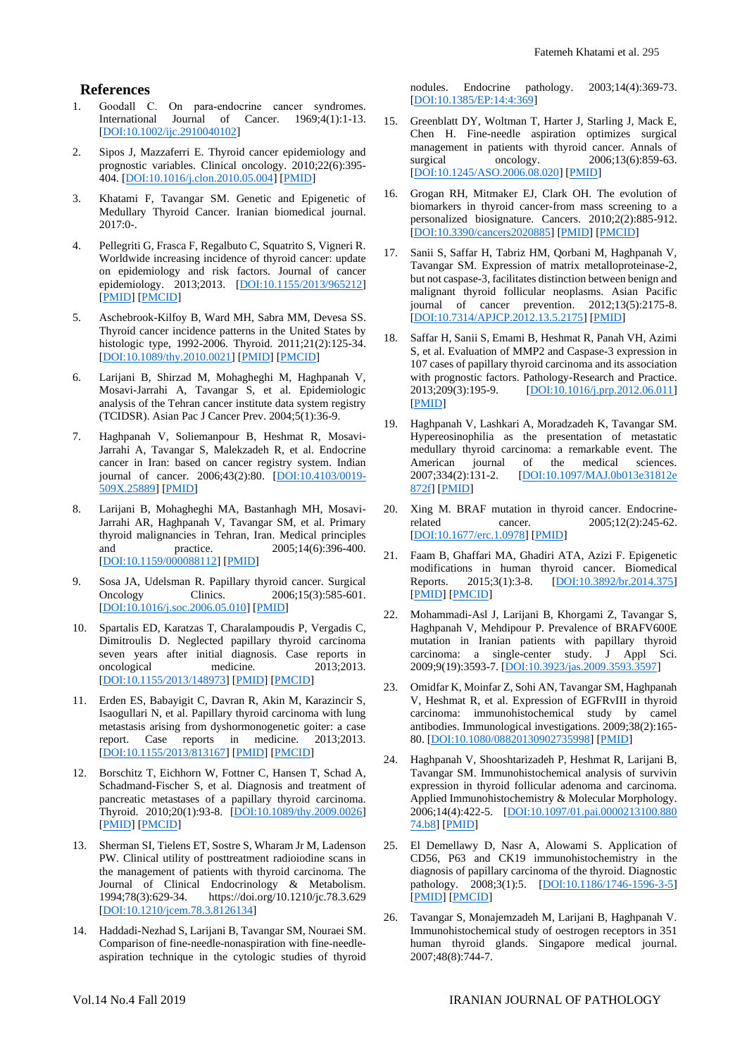## References

1. Goodall C. On para-endocrine cancer syndromes. International Journal of Cancer. 1969;4(1):1-13. [DOI:10.1002/ijc.2910040102]

2. Sipos J, Mazzaferri E. Thyroid cancer epidemiology and prognostic variables. Clinical oncology. 2010;22(6):395-404. [DOI:10.1016/j.clon.2010.05.004] [PMID]

3. Khatami F, Tavangar SM. Genetic and Epigenetic of Medullary Thyroid Cancer. Iranian biomedical journal. 2017:0-.

4. Pellegriti G, Frasca F, Regalbuto C, Squatrito S, Vigneri R. Worldwide increasing incidence of thyroid cancer: update on epidemiology and risk factors. Journal of cancer epidemiology. 2013;2013. [DOI:10.1155/2013/965212] [PMID] [PMCID]

5. Aschebrook-Kilfoy B, Ward MH, Sabra MM, Devesa SS. Thyroid cancer incidence patterns in the United States by histologic type, 1992-2006. Thyroid. 2011;21(2):125-34. [DOI:10.1089/thy.2010.0021] [PMID] [PMCID]

6. Larijani B, Shirzad M, Mohagheghi M, Haghpanah V, Mosavi-Jarrahi A, Tavangar S, et al. Epidemiologic analysis of the Tehran cancer institute data system registry (TCIDSR). Asian Pac J Cancer Prev. 2004;5(1):36-9.

7. Haghpanah V, Soliemanpour B, Heshmat R, Mosavi-Jarrahi A, Tavangar S, Malekzadeh R, et al. Endocrine cancer in Iran: based on cancer registry system. Indian journal of cancer. 2006;43(2):80. [DOI:10.4103/0019-509X.25889] [PMID]

8. Larijani B, Mohagheghi MA, Bastanhagh MH, Mosavi-Jarrahi AR, Haghpanah V, Tavangar SM, et al. Primary thyroid malignancies in Tehran, Iran. Medical principles and practice. 2005;14(6):396-400. [DOI:10.1159/000088112] [PMID]

9. Sosa JA, Udelsman R. Papillary thyroid cancer. Surgical Oncology Clinics. 2006;15(3):585-601. [DOI:10.1016/j.soc.2006.05.010] [PMID]

10. Spartalis ED, Karatzas T, Charalampoudis P, Vergadis C, Dimitroulis D. Neglected papillary thyroid carcinoma seven years after initial diagnosis. Case reports in oncological medicine. 2013;2013. [DOI:10.1155/2013/148973] [PMID] [PMCID]

11. Erden ES, Babayigit C, Davran R, Akin M, Karazincir S, Isaogullari N, et al. Papillary thyroid carcinoma with lung metastasis arising from dyshormonogenetic goiter: a case report. Case reports in medicine. 2013;2013. [DOI:10.1155/2013/813167] [PMID] [PMCID]

12. Borschitz T, Eichhorn W, Fottner C, Hansen T, Schad A, Schadmand-Fischer S, et al. Diagnosis and treatment of pancreatic metastases of a papillary thyroid carcinoma. Thyroid. 2010;20(1):93-8. [DOI:10.1089/thy.2009.0026] [PMID] [PMCID]

13. Sherman SI, Tielens ET, Sostre S, Wharam Jr M, Ladenson PW. Clinical utility of posttreatment radioiodine scans in the management of patients with thyroid carcinoma. The Journal of Clinical Endocrinology & Metabolism. 1994;78(3):629-34. https://doi.org/10.1210/jc.78.3.629 [DOI:10.1210/jcem.78.3.8126134]

14. Haddadi-Nezhad S, Larijani B, Tavangar SM, Nouraei SM. Comparison of fine-needle-nonaspiration with fine-needle-aspiration technique in the cytologic studies of thyroid nodules. Endocrine pathology. 2003;14(4):369-73. [DOI:10.1385/EP:14:4:369]

15. Greenblatt DY, Woltman T, Harter J, Starling J, Mack E, Chen H. Fine-needle aspiration optimizes surgical management in patients with thyroid cancer. Annals of surgical oncology. 2006;13(6):859-63. [DOI:10.1245/ASO.2006.08.020] [PMID]

16. Grogan RH, Mitmaker EJ, Clark OH. The evolution of biomarkers in thyroid cancer-from mass screening to a personalized biosignature. Cancers. 2010;2(2):885-912. [DOI:10.3390/cancers2020885] [PMID] [PMCID]

17. Sanii S, Saffar H, Tabriz HM, Qorbani M, Haghpanah V, Tavangar SM. Expression of matrix metalloproteinase-2, but not caspase-3, facilitates distinction between benign and malignant thyroid follicular neoplasms. Asian Pacific journal of cancer prevention. 2012;13(5):2175-8. [DOI:10.7314/APJCP.2012.13.5.2175] [PMID]

18. Saffar H, Sanii S, Emami B, Heshmat R, Panah VH, Azimi S, et al. Evaluation of MMP2 and Caspase-3 expression in 107 cases of papillary thyroid carcinoma and its association with prognostic factors. Pathology-Research and Practice. 2013;209(3):195-9. [DOI:10.1016/j.prp.2012.06.011] [PMID]

19. Haghpanah V, Lashkari A, Moradzadeh K, Tavangar SM. Hypereosinophilia as the presentation of metastatic medullary thyroid carcinoma: a remarkable event. The American journal of the medical sciences. 2007;334(2):131-2. [DOI:10.1097/MAJ.0b013e31812e872f] [PMID]

20. Xing M. BRAF mutation in thyroid cancer. Endocrine-related cancer. 2005;12(2):245-62. [DOI:10.1677/erc.1.0978] [PMID]

21. Faam B, Ghaffari MA, Ghadiri ATA, Azizi F. Epigenetic modifications in human thyroid cancer. Biomedical Reports. 2015;3(1):3-8. [DOI:10.3892/br.2014.375] [PMID] [PMCID]

22. Mohammadi-Asl J, Larijani B, Khorgami Z, Tavangar S, Haghpanah V, Mehdipour P. Prevalence of BRAFV600E mutation in Iranian patients with papillary thyroid carcinoma: a single-center study. J Appl Sci. 2009;9(19):3593-7. [DOI:10.3923/jas.2009.3593.3597]

23. Omidfar K, Moinfar Z, Sohi AN, Tavangar SM, Haghpanah V, Heshmat R, et al. Expression of EGFRvIII in thyroid carcinoma: immunohistochemical study by camel antibodies. Immunological investigations. 2009;38(2):165-80. [DOI:10.1080/08820130902735998] [PMID]

24. Haghpanah V, Shooshtarizadeh P, Heshmat R, Larijani B, Tavangar SM. Immunohistochemical analysis of survivin expression in thyroid follicular adenoma and carcinoma. Applied Immunohistochemistry & Molecular Morphology. 2006;14(4):422-5. [DOI:10.1097/01.pai.0000213100.88074.b8] [PMID]

25. El Demellawy D, Nasr A, Alowami S. Application of CD56, P63 and CK19 immunohistochemistry in the diagnosis of papillary carcinoma of the thyroid. Diagnostic pathology. 2008;3(1):5. [DOI:10.1186/1746-1596-3-5] [PMID] [PMCID]

26. Tavangar S, Monajemzadeh M, Larijani B, Haghpanah V. Immunohistochemical study of oestrogen receptors in 351 human thyroid glands. Singapore medical journal. 2007;48(8):744-7.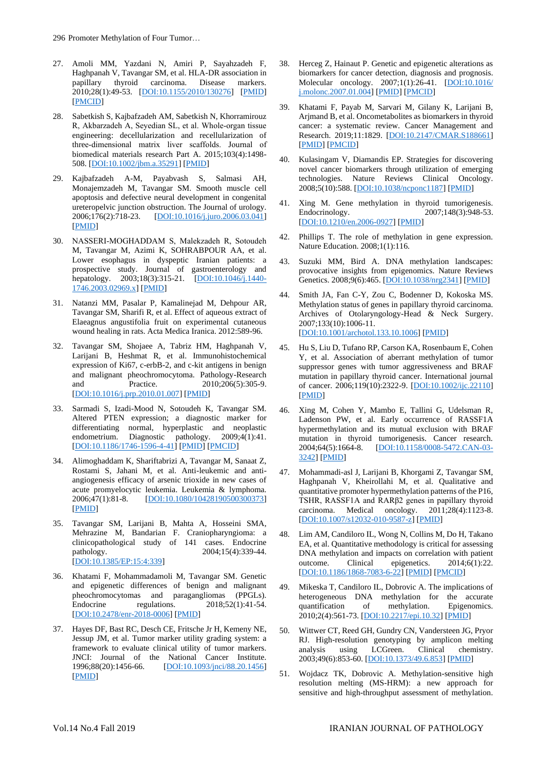27. Amoli MM, Yazdani N, Amiri P, Sayahzadeh F, Haghpanah V, Tavangar SM, et al. HLA-DR association in papillary thyroid carcinoma. Disease markers. 2010;28(1):49-53. [DOI:10.1155/2010/130276] [PMID] [PMCID]

28. Sabetkish S, Kajbafzadeh AM, Sabetkish N, Khorramirouz R, Akbarzadeh A, Seyedian SL, et al. Whole-organ tissue engineering: decellularization and recellularization of three-dimensional matrix liver scaffolds. Journal of biomedical materials research Part A. 2015;103(4):1498-508. [DOI:10.1002/jbm.a.35291] [PMID]

29. Kajbafzadeh A-M, Payabvash S, Salmasi AH, Monajemzadeh M, Tavangar SM. Smooth muscle cell apoptosis and defective neural development in congenital ureteropelvic junction obstruction. The Journal of urology. 2006;176(2):718-23. [DOI:10.1016/j.juro.2006.03.041] [PMID]

30. NASSERI-MOGHADDAM S, Malekzadeh R, Sotoudeh M, Tavangar M, Azimi K, SOHRABPOUR AA, et al. Lower esophagus in dyspeptic Iranian patients: a prospective study. Journal of gastroenterology and hepatology. 2003;18(3):315-21. [DOI:10.1046/j.1440-1746.2003.02969.x] [PMID]

31. Natanzi MM, Pasalar P, Kamalinejad M, Dehpour AR, Tavangar SM, Sharifi R, et al. Effect of aqueous extract of Elaeagnus angustifolia fruit on experimental cutaneous wound healing in rats. Acta Medica Iranica. 2012:589-96.

32. Tavangar SM, Shojaee A, Tabriz HM, Haghpanah V, Larijani B, Heshmat R, et al. Immunohistochemical expression of Ki67, c-erbB-2, and c-kit antigens in benign and malignant pheochromocytoma. Pathology-Research and Practice. 2010;206(5):305-9. [DOI:10.1016/j.prp.2010.01.007] [PMID]

33. Sarmadi S, Izadi-Mood N, Sotoudeh K, Tavangar SM. Altered PTEN expression; a diagnostic marker for differentiating normal, hyperplastic and neoplastic endometrium. Diagnostic pathology. 2009;4(1):41. [DOI:10.1186/1746-1596-4-41] [PMID] [PMCID]

34. Alimoghaddam K, Shariftabrizi A, Tavangar M, Sanaat Z, Rostami S, Jahani M, et al. Anti-leukemic and anti-angiogenesis efficacy of arsenic trioxide in new cases of acute promyelocytic leukemia. Leukemia & lymphoma. 2006;47(1):81-8. [DOI:10.1080/10428190500300373] [PMID]

35. Tavangar SM, Larijani B, Mahta A, Hosseini SMA, Mehrazine M, Bandarian F. Craniopharyngioma: a clinicopathological study of 141 cases. Endocrine pathology. 2004;15(4):339-44. [DOI:10.1385/EP:15:4:339]

36. Khatami F, Mohammadamoli M, Tavangar SM. Genetic and epigenetic differences of benign and malignant pheochromocytomas and paragangliomas (PPGLs). Endocrine regulations. 2018;52(1):41-54. [DOI:10.2478/enr-2018-0006] [PMID]

37. Hayes DF, Bast RC, Desch CE, Fritsche Jr H, Kemeny NE, Jessup JM, et al. Tumor marker utility grading system: a framework to evaluate clinical utility of tumor markers. JNCI: Journal of the National Cancer Institute. 1996;88(20):1456-66. [DOI:10.1093/jnci/88.20.1456] [PMID]

38. Herceg Z, Hainaut P. Genetic and epigenetic alterations as biomarkers for cancer detection, diagnosis and prognosis. Molecular oncology. 2007;1(1):26-41. [DOI:10.1016/j.molonc.2007.01.004] [PMID] [PMCID]

39. Khatami F, Payab M, Sarvari M, Gilany K, Larijani B, Arjmand B, et al. Oncometabolites as biomarkers in thyroid cancer: a systematic review. Cancer Management and Research. 2019;11:1829. [DOI:10.2147/CMAR.S188661] [PMID] [PMCID]

40. Kulasingam V, Diamandis EP. Strategies for discovering novel cancer biomarkers through utilization of emerging technologies. Nature Reviews Clinical Oncology. 2008;5(10):588. [DOI:10.1038/ncponc1187] [PMID]

41. Xing M. Gene methylation in thyroid tumorigenesis. Endocrinology. 2007;148(3):948-53. [DOI:10.1210/en.2006-0927] [PMID]

42. Phillips T. The role of methylation in gene expression. Nature Education. 2008;1(1):116.

43. Suzuki MM, Bird A. DNA methylation landscapes: provocative insights from epigenomics. Nature Reviews Genetics. 2008;9(6):465. [DOI:10.1038/nrg2341] [PMID]

44. Smith JA, Fan C-Y, Zou C, Bodenner D, Kokoska MS. Methylation status of genes in papillary thyroid carcinoma. Archives of Otolaryngology-Head & Neck Surgery. 2007;133(10):1006-11. [DOI:10.1001/archotol.133.10.1006] [PMID]

45. Hu S, Liu D, Tufano RP, Carson KA, Rosenbaum E, Cohen Y, et al. Association of aberrant methylation of tumor suppressor genes with tumor aggressiveness and BRAF mutation in papillary thyroid cancer. International journal of cancer. 2006;119(10):2322-9. [DOI:10.1002/ijc.22110] [PMID]

46. Xing M, Cohen Y, Mambo E, Tallini G, Udelsman R, Ladenson PW, et al. Early occurrence of RASSF1A hypermethylation and its mutual exclusion with BRAF mutation in thyroid tumorigenesis. Cancer research. 2004;64(5):1664-8. [DOI:10.1158/0008-5472.CAN-03-3242] [PMID]

47. Mohammadi-asl J, Larijani B, Khorgami Z, Tavangar SM, Haghpanah V, Kheirollahi M, et al. Qualitative and quantitative promoter hypermethylation patterns of the P16, TSHR, RASSF1A and RARβ2 genes in papillary thyroid carcinoma. Medical oncology. 2011;28(4):1123-8. [DOI:10.1007/s12032-010-9587-z] [PMID]

48. Lim AM, Candiloro IL, Wong N, Collins M, Do H, Takano EA, et al. Quantitative methodology is critical for assessing DNA methylation and impacts on correlation with patient outcome. Clinical epigenetics. 2014;6(1):22. [DOI:10.1186/1868-7083-6-22] [PMID] [PMCID]

49. Mikeska T, Candiloro IL, Dobrovic A. The implications of heterogeneous DNA methylation for the accurate quantification of methylation. Epigenomics. 2010;2(4):561-73. [DOI:10.2217/epi.10.32] [PMID]

50. Wittwer CT, Reed GH, Gundry CN, Vandersteen JG, Pryor RJ. High-resolution genotyping by amplicon melting analysis using LCGreen. Clinical chemistry. 2003;49(6):853-60. [DOI:10.1373/49.6.853] [PMID]

51. Wojdacz TK, Dobrovic A. Methylation-sensitive high resolution melting (MS-HRM): a new approach for sensitive and high-throughput assessment of methylation.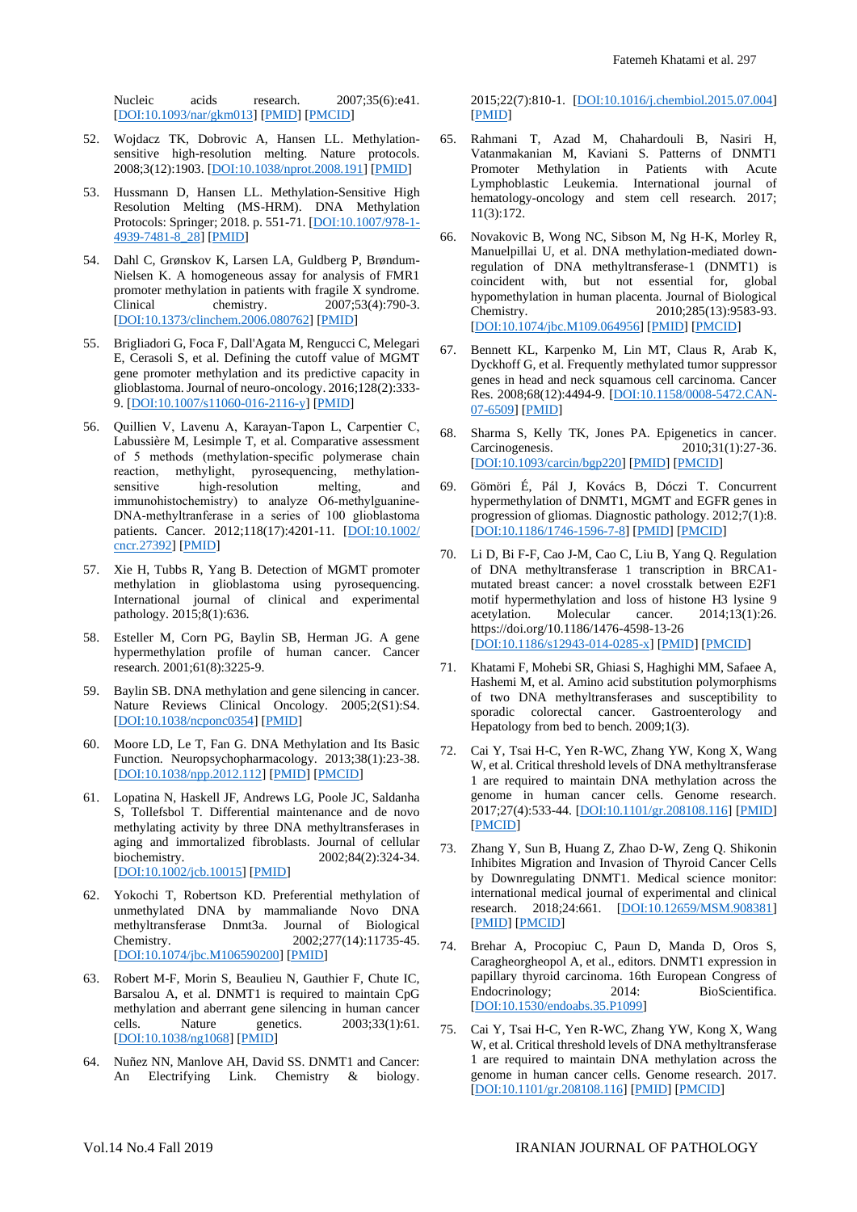Nucleic acids research. 2007;35(6):e41. [DOI:10.1093/nar/gkm013] [PMID] [PMCID]

52. Wojdacz TK, Dobrovic A, Hansen LL. Methylation-sensitive high-resolution melting. Nature protocols. 2008;3(12):1903. [DOI:10.1038/nprot.2008.191] [PMID]

53. Hussmann D, Hansen LL. Methylation-Sensitive High Resolution Melting (MS-HRM). DNA Methylation Protocols: Springer; 2018. p. 551-71. [DOI:10.1007/978-1-4939-7481-8_28] [PMID]

54. Dahl C, Grønskov K, Larsen LA, Guldberg P, Brøndum-Nielsen K. A homogeneous assay for analysis of FMR1 promoter methylation in patients with fragile X syndrome. Clinical chemistry. 2007;53(4):790-3. [DOI:10.1373/clinchem.2006.080762] [PMID]

55. Brigliadori G, Foca F, Dall'Agata M, Rengucci C, Melegari E, Cerasoli S, et al. Defining the cutoff value of MGMT gene promoter methylation and its predictive capacity in glioblastoma. Journal of neuro-oncology. 2016;128(2):333-9. [DOI:10.1007/s11060-016-2116-y] [PMID]

56. Quillien V, Lavenu A, Karayan-Tapon L, Carpentier C, Labussière M, Lesimple T, et al. Comparative assessment of 5 methods (methylation-specific polymerase chain reaction, methylight, pyrosequencing, methylation-sensitive high-resolution melting, and immunohistochemistry) to analyze O6-methylguanine-DNA-methyltranferase in a series of 100 glioblastoma patients. Cancer. 2012;118(17):4201-11. [DOI:10.1002/cncr.27392] [PMID]

57. Xie H, Tubbs R, Yang B. Detection of MGMT promoter methylation in glioblastoma using pyrosequencing. International journal of clinical and experimental pathology. 2015;8(1):636.

58. Esteller M, Corn PG, Baylin SB, Herman JG. A gene hypermethylation profile of human cancer. Cancer research. 2001;61(8):3225-9.

59. Baylin SB. DNA methylation and gene silencing in cancer. Nature Reviews Clinical Oncology. 2005;2(S1):S4. [DOI:10.1038/ncponc0354] [PMID]

60. Moore LD, Le T, Fan G. DNA Methylation and Its Basic Function. Neuropsychopharmacology. 2013;38(1):23-38. [DOI:10.1038/npp.2012.112] [PMID] [PMCID]

61. Lopatina N, Haskell JF, Andrews LG, Poole JC, Saldanha S, Tollefsbol T. Differential maintenance and de novo methylating activity by three DNA methyltransferases in aging and immortalized fibroblasts. Journal of cellular biochemistry. 2002;84(2):324-34. [DOI:10.1002/jcb.10015] [PMID]

62. Yokochi T, Robertson KD. Preferential methylation of unmethylated DNA by mammaliande Novo DNA methyltransferase Dnmt3a. Journal of Biological Chemistry. 2002;277(14):11735-45. [DOI:10.1074/jbc.M106590200] [PMID]

63. Robert M-F, Morin S, Beaulieu N, Gauthier F, Chute IC, Barsalou A, et al. DNMT1 is required to maintain CpG methylation and aberrant gene silencing in human cancer cells. Nature genetics. 2003;33(1):61. [DOI:10.1038/ng1068] [PMID]

64. Nuñez NN, Manlove AH, David SS. DNMT1 and Cancer: An Electrifying Link. Chemistry & biology. 2015;22(7):810-1. [DOI:10.1016/j.chembiol.2015.07.004] [PMID]

65. Rahmani T, Azad M, Chahardouli B, Nasiri H, Vatanmakanian M, Kaviani S. Patterns of DNMT1 Promoter Methylation in Patients with Acute Lymphoblastic Leukemia. International journal of hematology-oncology and stem cell research. 2017; 11(3):172.

66. Novakovic B, Wong NC, Sibson M, Ng H-K, Morley R, Manuelpillai U, et al. DNA methylation-mediated down-regulation of DNA methyltransferase-1 (DNMT1) is coincident with, but not essential for, global hypomethylation in human placenta. Journal of Biological Chemistry. 2010;285(13):9583-93. [DOI:10.1074/jbc.M109.064956] [PMID] [PMCID]

67. Bennett KL, Karpenko M, Lin MT, Claus R, Arab K, Dyckhoff G, et al. Frequently methylated tumor suppressor genes in head and neck squamous cell carcinoma. Cancer Res. 2008;68(12):4494-9. [DOI:10.1158/0008-5472.CAN-07-6509] [PMID]

68. Sharma S, Kelly TK, Jones PA. Epigenetics in cancer. Carcinogenesis. 2010;31(1):27-36. [DOI:10.1093/carcin/bgp220] [PMID] [PMCID]

69. Gömöri É, Pál J, Kovács B, Dóczi T. Concurrent hypermethylation of DNMT1, MGMT and EGFR genes in progression of gliomas. Diagnostic pathology. 2012;7(1):8. [DOI:10.1186/1746-1596-7-8] [PMID] [PMCID]

70. Li D, Bi F-F, Cao J-M, Cao C, Liu B, Yang Q. Regulation of DNA methyltransferase 1 transcription in BRCA1-mutated breast cancer: a novel crosstalk between E2F1 motif hypermethylation and loss of histone H3 lysine 9 acetylation. Molecular cancer. 2014;13(1):26. https://doi.org/10.1186/1476-4598-13-26 [DOI:10.1186/s12943-014-0285-x] [PMID] [PMCID]

71. Khatami F, Mohebi SR, Ghiasi S, Haghighi MM, Safaee A, Hashemi M, et al. Amino acid substitution polymorphisms of two DNA methyltransferases and susceptibility to sporadic colorectal cancer. Gastroenterology and Hepatology from bed to bench. 2009;1(3).

72. Cai Y, Tsai H-C, Yen R-WC, Zhang YW, Kong X, Wang W, et al. Critical threshold levels of DNA methyltransferase 1 are required to maintain DNA methylation across the genome in human cancer cells. Genome research. 2017;27(4):533-44. [DOI:10.1101/gr.208108.116] [PMID] [PMCID]

73. Zhang Y, Sun B, Huang Z, Zhao D-W, Zeng Q. Shikonin Inhibites Migration and Invasion of Thyroid Cancer Cells by Downregulating DNMT1. Medical science monitor: international medical journal of experimental and clinical research. 2018;24:661. [DOI:10.12659/MSM.908381] [PMID] [PMCID]

74. Brehar A, Procopiuc C, Paun D, Manda D, Oros S, Caragheorgheopol A, et al., editors. DNMT1 expression in papillary thyroid carcinoma. 16th European Congress of Endocrinology; 2014: BioScientifica. [DOI:10.1530/endoabs.35.P1099]

75. Cai Y, Tsai H-C, Yen R-WC, Zhang YW, Kong X, Wang W, et al. Critical threshold levels of DNA methyltransferase 1 are required to maintain DNA methylation across the genome in human cancer cells. Genome research. 2017. [DOI:10.1101/gr.208108.116] [PMID] [PMCID]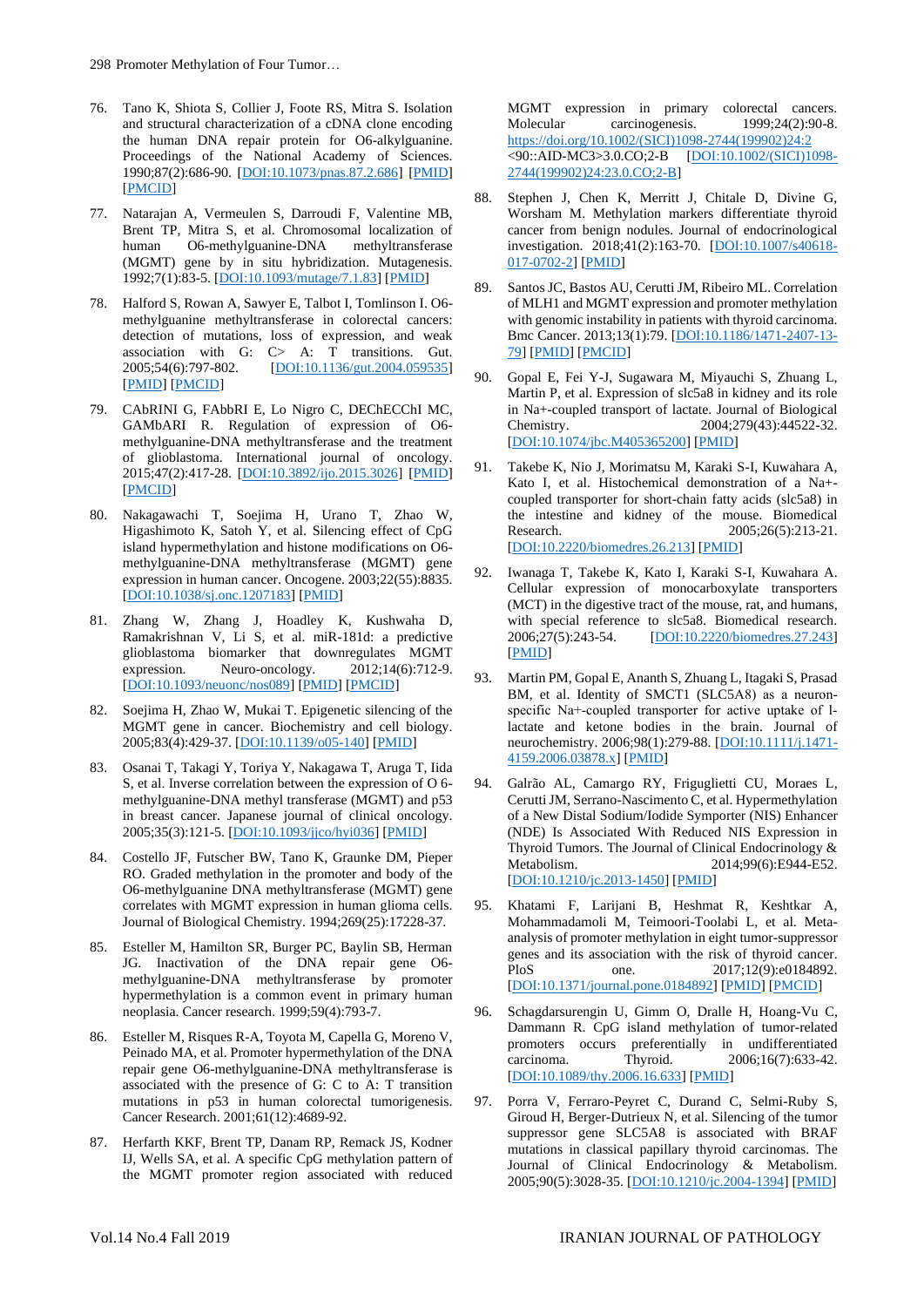76. Tano K, Shiota S, Collier J, Foote RS, Mitra S. Isolation and structural characterization of a cDNA clone encoding the human DNA repair protein for O6-alkylguanine. Proceedings of the National Academy of Sciences. 1990;87(2):686-90. [DOI:10.1073/pnas.87.2.686] [PMID] [PMCID]

77. Natarajan A, Vermeulen S, Darroudi F, Valentine MB, Brent TP, Mitra S, et al. Chromosomal localization of human O6-methylguanine-DNA methyltransferase (MGMT) gene by in situ hybridization. Mutagenesis. 1992;7(1):83-5. [DOI:10.1093/mutage/7.1.83] [PMID]

78. Halford S, Rowan A, Sawyer E, Talbot I, Tomlinson I. O6-methylguanine methyltransferase in colorectal cancers: detection of mutations, loss of expression, and weak association with G: C> A: T transitions. Gut. 2005;54(6):797-802. [DOI:10.1136/gut.2004.059535] [PMID] [PMCID]

79. CAbRINI G, FAbbRI E, Lo Nigro C, DEChECChI MC, GAMbARI R. Regulation of expression of O6-methylguanine-DNA methyltransferase and the treatment of glioblastoma. International journal of oncology. 2015;47(2):417-28. [DOI:10.3892/ijo.2015.3026] [PMID] [PMCID]

80. Nakagawachi T, Soejima H, Urano T, Zhao W, Higashimoto K, Satoh Y, et al. Silencing effect of CpG island hypermethylation and histone modifications on O6-methylguanine-DNA methyltransferase (MGMT) gene expression in human cancer. Oncogene. 2003;22(55):8835. [DOI:10.1038/sj.onc.1207183] [PMID]

81. Zhang W, Zhang J, Hoadley K, Kushwaha D, Ramakrishnan V, Li S, et al. miR-181d: a predictive glioblastoma biomarker that downregulates MGMT expression. Neuro-oncology. 2012;14(6):712-9. [DOI:10.1093/neuonc/nos089] [PMID] [PMCID]

82. Soejima H, Zhao W, Mukai T. Epigenetic silencing of the MGMT gene in cancer. Biochemistry and cell biology. 2005;83(4):429-37. [DOI:10.1139/o05-140] [PMID]

83. Osanai T, Takagi Y, Toriya Y, Nakagawa T, Aruga T, Iida S, et al. Inverse correlation between the expression of O 6-methylguanine-DNA methyl transferase (MGMT) and p53 in breast cancer. Japanese journal of clinical oncology. 2005;35(3):121-5. [DOI:10.1093/jjco/hyi036] [PMID]

84. Costello JF, Futscher BW, Tano K, Graunke DM, Pieper RO. Graded methylation in the promoter and body of the O6-methylguanine DNA methyltransferase (MGMT) gene correlates with MGMT expression in human glioma cells. Journal of Biological Chemistry. 1994;269(25):17228-37.

85. Esteller M, Hamilton SR, Burger PC, Baylin SB, Herman JG. Inactivation of the DNA repair gene O6-methylguanine-DNA methyltransferase by promoter hypermethylation is a common event in primary human neoplasia. Cancer research. 1999;59(4):793-7.

86. Esteller M, Risques R-A, Toyota M, Capella G, Moreno V, Peinado MA, et al. Promoter hypermethylation of the DNA repair gene O6-methylguanine-DNA methyltransferase is associated with the presence of G: C to A: T transition mutations in p53 in human colorectal tumorigenesis. Cancer Research. 2001;61(12):4689-92.

87. Herfarth KKF, Brent TP, Danam RP, Remack JS, Kodner IJ, Wells SA, et al. A specific CpG methylation pattern of the MGMT promoter region associated with reduced MGMT expression in primary colorectal cancers. Molecular carcinogenesis. 1999;24(2):90-8. https://doi.org/10.1002/(SICI)1098-2744(199902)24:2<90::AID-MC3>3.0.CO;2-B [DOI:10.1002/(SICI)1098-2744(199902)24:23.0.CO;2-B]

88. Stephen J, Chen K, Merritt J, Chitale D, Divine G, Worsham M. Methylation markers differentiate thyroid cancer from benign nodules. Journal of endocrinological investigation. 2018;41(2):163-70. [DOI:10.1007/s40618-017-0702-2] [PMID]

89. Santos JC, Bastos AU, Cerutti JM, Ribeiro ML. Correlation of MLH1 and MGMT expression and promoter methylation with genomic instability in patients with thyroid carcinoma. Bmc Cancer. 2013;13(1):79. [DOI:10.1186/1471-2407-13-79] [PMID] [PMCID]

90. Gopal E, Fei Y-J, Sugawara M, Miyauchi S, Zhuang L, Martin P, et al. Expression of slc5a8 in kidney and its role in Na+-coupled transport of lactate. Journal of Biological Chemistry. 2004;279(43):44522-32. [DOI:10.1074/jbc.M405365200] [PMID]

91. Takebe K, Nio J, Morimatsu M, Karaki S-I, Kuwahara A, Kato I, et al. Histochemical demonstration of a Na+-coupled transporter for short-chain fatty acids (slc5a8) in the intestine and kidney of the mouse. Biomedical Research. 2005;26(5):213-21. [DOI:10.2220/biomedres.26.213] [PMID]

92. Iwanaga T, Takebe K, Kato I, Karaki S-I, Kuwahara A. Cellular expression of monocarboxylate transporters (MCT) in the digestive tract of the mouse, rat, and humans, with special reference to slc5a8. Biomedical research. 2006;27(5):243-54. [DOI:10.2220/biomedres.27.243] [PMID]

93. Martin PM, Gopal E, Ananth S, Zhuang L, Itagaki S, Prasad BM, et al. Identity of SMCT1 (SLC5A8) as a neuron-specific Na+-coupled transporter for active uptake of l-lactate and ketone bodies in the brain. Journal of neurochemistry. 2006;98(1):279-88. [DOI:10.1111/j.1471-4159.2006.03878.x] [PMID]

94. Galrão AL, Camargo RY, Friguglietti CU, Moraes L, Cerutti JM, Serrano-Nascimento C, et al. Hypermethylation of a New Distal Sodium/Iodide Symporter (NIS) Enhancer (NDE) Is Associated With Reduced NIS Expression in Thyroid Tumors. The Journal of Clinical Endocrinology & Metabolism. 2014;99(6):E944-E52. [DOI:10.1210/jc.2013-1450] [PMID]

95. Khatami F, Larijani B, Heshmat R, Keshtkar A, Mohammadamoli M, Teimoori-Toolabi L, et al. Meta-analysis of promoter methylation in eight tumor-suppressor genes and its association with the risk of thyroid cancer. PloS one. 2017;12(9):e0184892. [DOI:10.1371/journal.pone.0184892] [PMID] [PMCID]

96. Schagdarsurengin U, Gimm O, Dralle H, Hoang-Vu C, Dammann R. CpG island methylation of tumor-related promoters occurs preferentially in undifferentiated carcinoma. Thyroid. 2006;16(7):633-42. [DOI:10.1089/thy.2006.16.633] [PMID]

97. Porra V, Ferraro-Peyret C, Durand C, Selmi-Ruby S, Giroud H, Berger-Dutrieux N, et al. Silencing of the tumor suppressor gene SLC5A8 is associated with BRAF mutations in classical papillary thyroid carcinomas. The Journal of Clinical Endocrinology & Metabolism. 2005;90(5):3028-35. [DOI:10.1210/jc.2004-1394] [PMID]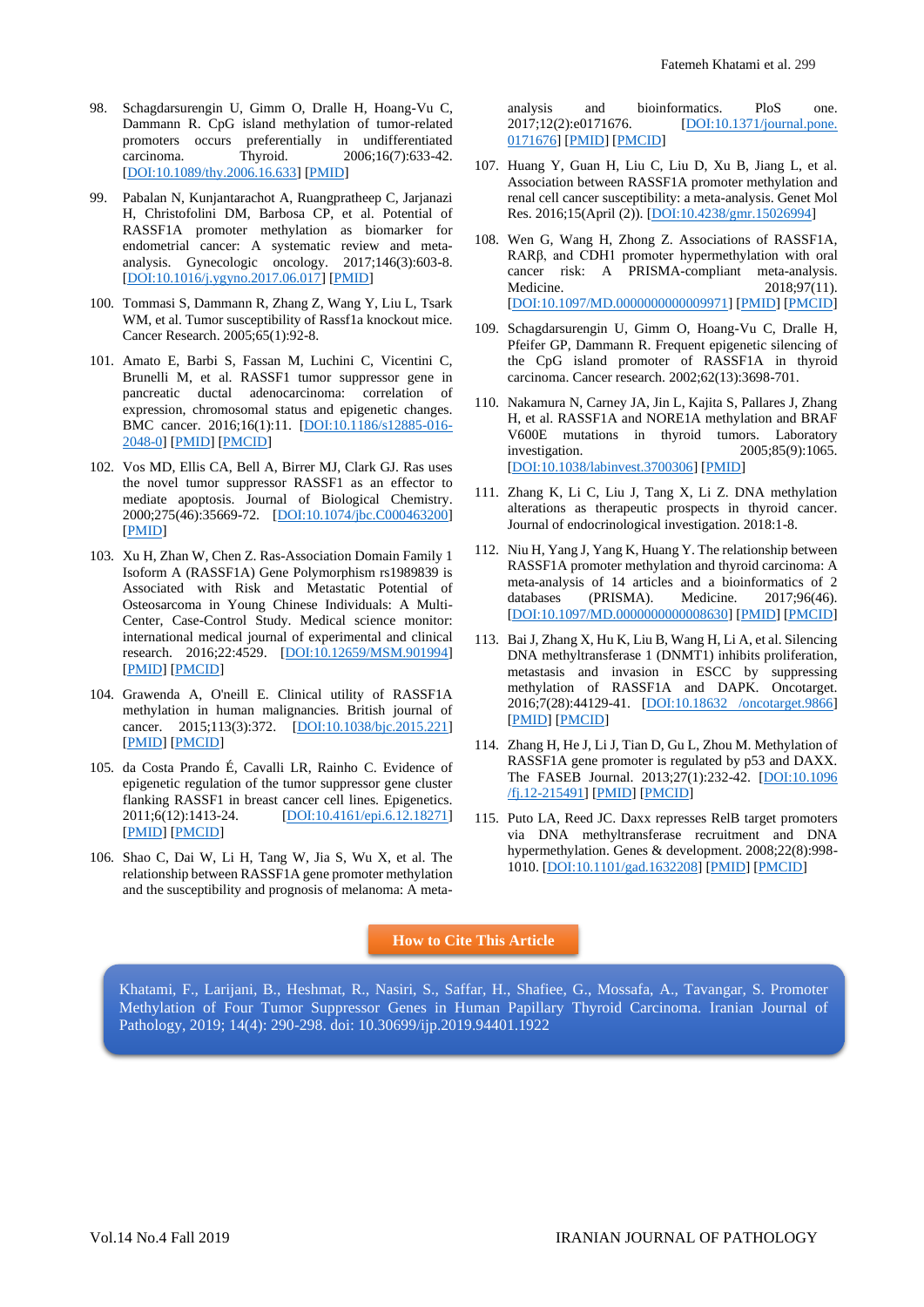98. Schagdarsurengin U, Gimm O, Dralle H, Hoang-Vu C, Dammann R. CpG island methylation of tumor-related promoters occurs preferentially in undifferentiated carcinoma. Thyroid. 2006;16(7):633-42. [DOI:10.1089/thy.2006.16.633] [PMID]

99. Pabalan N, Kunjantarachot A, Ruangpratheep C, Jarjanazi H, Christofolini DM, Barbosa CP, et al. Potential of RASSF1A promoter methylation as biomarker for endometrial cancer: A systematic review and meta-analysis. Gynecologic oncology. 2017;146(3):603-8. [DOI:10.1016/j.ygyno.2017.06.017] [PMID]

100. Tommasi S, Dammann R, Zhang Z, Wang Y, Liu L, Tsark WM, et al. Tumor susceptibility of Rassf1a knockout mice. Cancer Research. 2005;65(1):92-8.

101. Amato E, Barbi S, Fassan M, Luchini C, Vicentini C, Brunelli M, et al. RASSF1 tumor suppressor gene in pancreatic ductal adenocarcinoma: correlation of expression, chromosomal status and epigenetic changes. BMC cancer. 2016;16(1):11. [DOI:10.1186/s12885-016-2048-0] [PMID] [PMCID]

102. Vos MD, Ellis CA, Bell A, Birrer MJ, Clark GJ. Ras uses the novel tumor suppressor RASSF1 as an effector to mediate apoptosis. Journal of Biological Chemistry. 2000;275(46):35669-72. [DOI:10.1074/jbc.C000463200] [PMID]

103. Xu H, Zhan W, Chen Z. Ras-Association Domain Family 1 Isoform A (RASSF1A) Gene Polymorphism rs1989839 is Associated with Risk and Metastatic Potential of Osteosarcoma in Young Chinese Individuals: A Multi-Center, Case-Control Study. Medical science monitor: international medical journal of experimental and clinical research. 2016;22:4529. [DOI:10.12659/MSM.901994] [PMID] [PMCID]

104. Grawenda A, O'neill E. Clinical utility of RASSF1A methylation in human malignancies. British journal of cancer. 2015;113(3):372. [DOI:10.1038/bjc.2015.221] [PMID] [PMCID]

105. da Costa Prando É, Cavalli LR, Rainho C. Evidence of epigenetic regulation of the tumor suppressor gene cluster flanking RASSF1 in breast cancer cell lines. Epigenetics. 2011;6(12):1413-24. [DOI:10.4161/epi.6.12.18271] [PMID] [PMCID]

106. Shao C, Dai W, Li H, Tang W, Jia S, Wu X, et al. The relationship between RASSF1A gene promoter methylation and the susceptibility and prognosis of melanoma: A meta-analysis and bioinformatics. PloS one. 2017;12(2):e0171676. [DOI:10.1371/journal.pone.0171676] [PMID] [PMCID]

107. Huang Y, Guan H, Liu C, Liu D, Xu B, Jiang L, et al. Association between RASSF1A promoter methylation and renal cell cancer susceptibility: a meta-analysis. Genet Mol Res. 2016;15(April (2)). [DOI:10.4238/gmr.15026994]

108. Wen G, Wang H, Zhong Z. Associations of RASSF1A, RARβ, and CDH1 promoter hypermethylation with oral cancer risk: A PRISMA-compliant meta-analysis. Medicine. 2018;97(11). [DOI:10.1097/MD.0000000000009971] [PMID] [PMCID]

109. Schagdarsurengin U, Gimm O, Hoang-Vu C, Dralle H, Pfeifer GP, Dammann R. Frequent epigenetic silencing of the CpG island promoter of RASSF1A in thyroid carcinoma. Cancer research. 2002;62(13):3698-701.

110. Nakamura N, Carney JA, Jin L, Kajita S, Pallares J, Zhang H, et al. RASSF1A and NORE1A methylation and BRAF V600E mutations in thyroid tumors. Laboratory investigation. 2005;85(9):1065. [DOI:10.1038/labinvest.3700306] [PMID]

111. Zhang K, Li C, Liu J, Tang X, Li Z. DNA methylation alterations as therapeutic prospects in thyroid cancer. Journal of endocrinological investigation. 2018:1-8.

112. Niu H, Yang J, Yang K, Huang Y. The relationship between RASSF1A promoter methylation and thyroid carcinoma: A meta-analysis of 14 articles and a bioinformatics of 2 databases (PRISMA). Medicine. 2017;96(46). [DOI:10.1097/MD.0000000000008630] [PMID] [PMCID]

113. Bai J, Zhang X, Hu K, Liu B, Wang H, Li A, et al. Silencing DNA methyltransferase 1 (DNMT1) inhibits proliferation, metastasis and invasion in ESCC by suppressing methylation of RASSF1A and DAPK. Oncotarget. 2016;7(28):44129-41. [DOI:10.18632 /oncotarget.9866] [PMID] [PMCID]

114. Zhang H, He J, Li J, Tian D, Gu L, Zhou M. Methylation of RASSF1A gene promoter is regulated by p53 and DAXX. The FASEB Journal. 2013;27(1):232-42. [DOI:10.1096 /fj.12-215491] [PMID] [PMCID]

115. Puto LA, Reed JC. Daxx represses RelB target promoters via DNA methyltransferase recruitment and DNA hypermethylation. Genes & development. 2008;22(8):998-1010. [DOI:10.1101/gad.1632208] [PMID] [PMCID]

**How to Cite This Article**

Khatami, F., Larijani, B., Heshmat, R., Nasiri, S., Saffar, H., Shafiee, G., Mossafa, A., Tavangar, S. Promoter Methylation of Four Tumor Suppressor Genes in Human Papillary Thyroid Carcinoma. Iranian Journal of Pathology, 2019; 14(4): 290-298. doi: 10.30699/ijp.2019.94401.1922